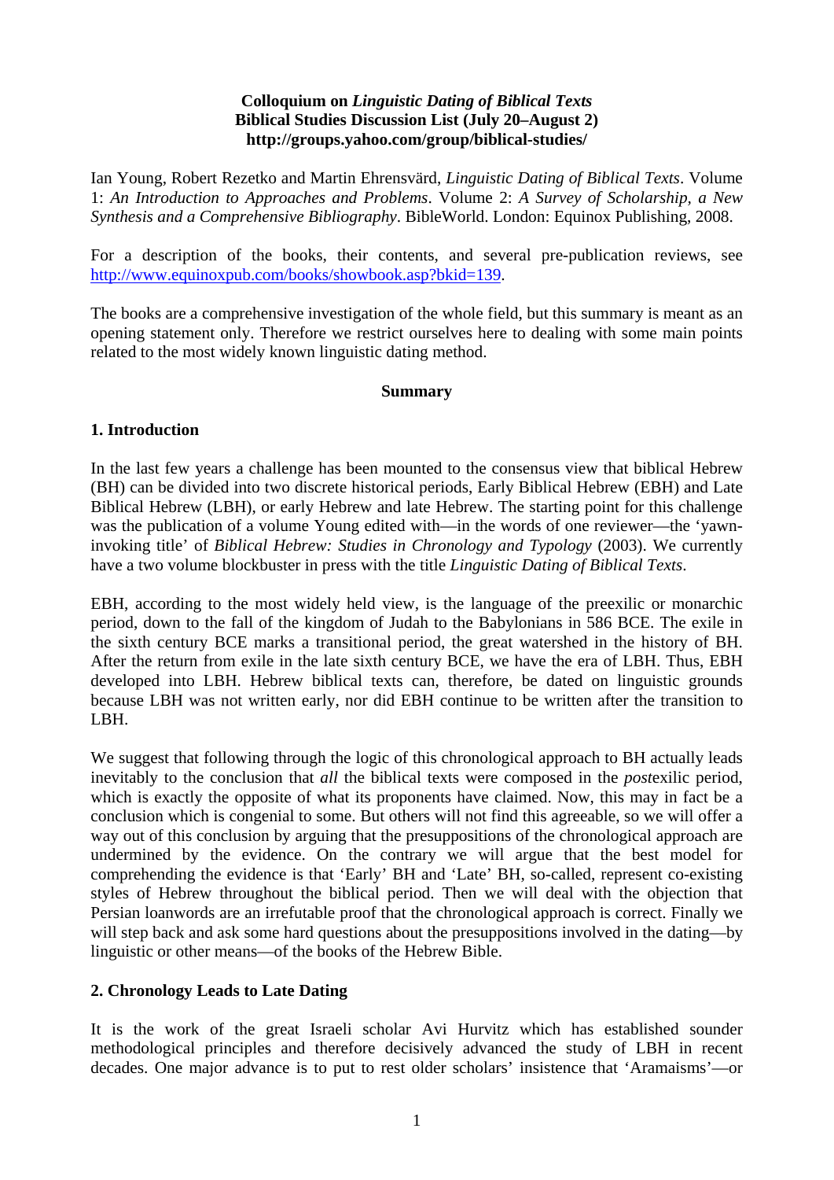**Colloquium on *Linguistic Dating of Biblical Texts***
**Biblical Studies Discussion List (July 20–August 2)**
**http://groups.yahoo.com/group/biblical-studies/**

Ian Young, Robert Rezetko and Martin Ehrensvärd, *Linguistic Dating of Biblical Texts*. Volume 1: *An Introduction to Approaches and Problems*. Volume 2: *A Survey of Scholarship, a New Synthesis and a Comprehensive Bibliography*. BibleWorld. London: Equinox Publishing, 2008.

For a description of the books, their contents, and several pre-publication reviews, see http://www.equinoxpub.com/books/showbook.asp?bkid=139.

The books are a comprehensive investigation of the whole field, but this summary is meant as an opening statement only. Therefore we restrict ourselves here to dealing with some main points related to the most widely known linguistic dating method.

**Summary**

## 1. Introduction

In the last few years a challenge has been mounted to the consensus view that biblical Hebrew (BH) can be divided into two discrete historical periods, Early Biblical Hebrew (EBH) and Late Biblical Hebrew (LBH), or early Hebrew and late Hebrew. The starting point for this challenge was the publication of a volume Young edited with—in the words of one reviewer—the 'yawn-invoking title' of *Biblical Hebrew: Studies in Chronology and Typology* (2003). We currently have a two volume blockbuster in press with the title *Linguistic Dating of Biblical Texts*.

EBH, according to the most widely held view, is the language of the preexilic or monarchic period, down to the fall of the kingdom of Judah to the Babylonians in 586 BCE. The exile in the sixth century BCE marks a transitional period, the great watershed in the history of BH. After the return from exile in the late sixth century BCE, we have the era of LBH. Thus, EBH developed into LBH. Hebrew biblical texts can, therefore, be dated on linguistic grounds because LBH was not written early, nor did EBH continue to be written after the transition to LBH.

We suggest that following through the logic of this chronological approach to BH actually leads inevitably to the conclusion that *all* the biblical texts were composed in the *post*exilic period, which is exactly the opposite of what its proponents have claimed. Now, this may in fact be a conclusion which is congenial to some. But others will not find this agreeable, so we will offer a way out of this conclusion by arguing that the presuppositions of the chronological approach are undermined by the evidence. On the contrary we will argue that the best model for comprehending the evidence is that 'Early' BH and 'Late' BH, so-called, represent co-existing styles of Hebrew throughout the biblical period. Then we will deal with the objection that Persian loanwords are an irrefutable proof that the chronological approach is correct. Finally we will step back and ask some hard questions about the presuppositions involved in the dating—by linguistic or other means—of the books of the Hebrew Bible.

## 2. Chronology Leads to Late Dating

It is the work of the great Israeli scholar Avi Hurvitz which has established sounder methodological principles and therefore decisively advanced the study of LBH in recent decades. One major advance is to put to rest older scholars' insistence that 'Aramaisms'—or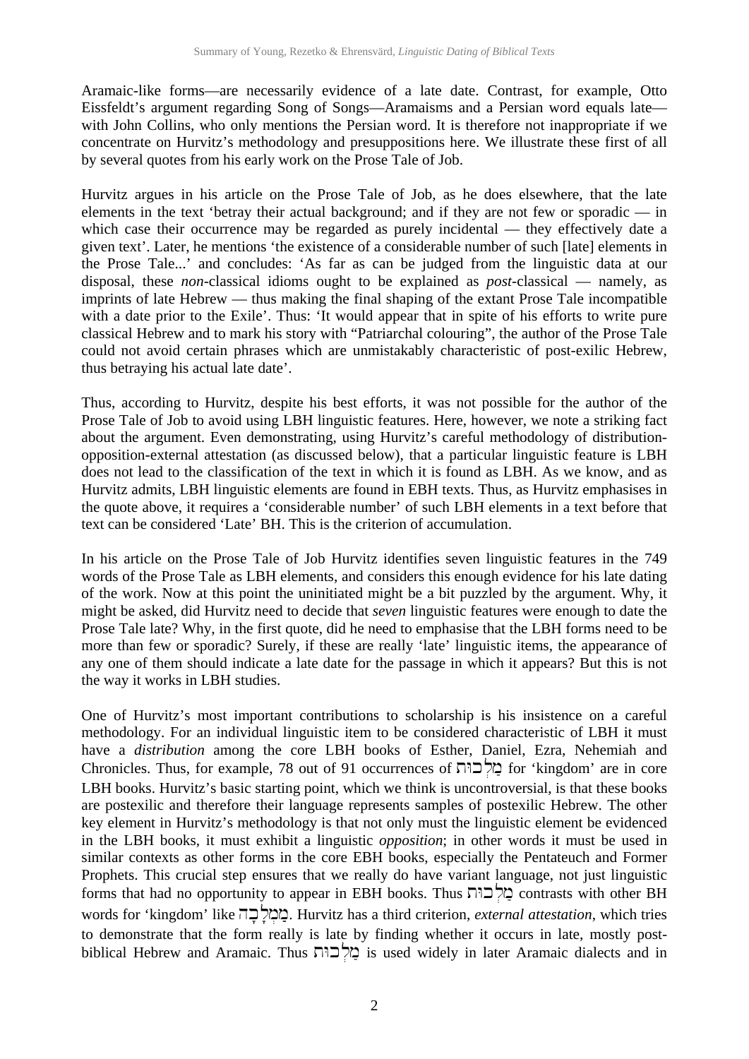Aramaic-like forms—are necessarily evidence of a late date. Contrast, for example, Otto Eissfeldt's argument regarding Song of Songs—Aramaisms and a Persian word equals late—with John Collins, who only mentions the Persian word. It is therefore not inappropriate if we concentrate on Hurvitz's methodology and presuppositions here. We illustrate these first of all by several quotes from his early work on the Prose Tale of Job.

Hurvitz argues in his article on the Prose Tale of Job, as he does elsewhere, that the late elements in the text 'betray their actual background; and if they are not few or sporadic — in which case their occurrence may be regarded as purely incidental — they effectively date a given text'. Later, he mentions 'the existence of a considerable number of such [late] elements in the Prose Tale...' and concludes: 'As far as can be judged from the linguistic data at our disposal, these *non*-classical idioms ought to be explained as *post*-classical — namely, as imprints of late Hebrew — thus making the final shaping of the extant Prose Tale incompatible with a date prior to the Exile'. Thus: 'It would appear that in spite of his efforts to write pure classical Hebrew and to mark his story with "Patriarchal colouring", the author of the Prose Tale could not avoid certain phrases which are unmistakably characteristic of post-exilic Hebrew, thus betraying his actual late date'.

Thus, according to Hurvitz, despite his best efforts, it was not possible for the author of the Prose Tale of Job to avoid using LBH linguistic features. Here, however, we note a striking fact about the argument. Even demonstrating, using Hurvitz's careful methodology of distribution-opposition-external attestation (as discussed below), that a particular linguistic feature is LBH does not lead to the classification of the text in which it is found as LBH. As we know, and as Hurvitz admits, LBH linguistic elements are found in EBH texts. Thus, as Hurvitz emphasises in the quote above, it requires a 'considerable number' of such LBH elements in a text before that text can be considered 'Late' BH. This is the criterion of accumulation.

In his article on the Prose Tale of Job Hurvitz identifies seven linguistic features in the 749 words of the Prose Tale as LBH elements, and considers this enough evidence for his late dating of the work. Now at this point the uninitiated might be a bit puzzled by the argument. Why, it might be asked, did Hurvitz need to decide that *seven* linguistic features were enough to date the Prose Tale late? Why, in the first quote, did he need to emphasise that the LBH forms need to be more than few or sporadic? Surely, if these are really 'late' linguistic items, the appearance of any one of them should indicate a late date for the passage in which it appears? But this is not the way it works in LBH studies.

One of Hurvitz's most important contributions to scholarship is his insistence on a careful methodology. For an individual linguistic item to be considered characteristic of LBH it must have a *distribution* among the core LBH books of Esther, Daniel, Ezra, Nehemiah and Chronicles. Thus, for example, 78 out of 91 occurrences of מַלְכוּת for 'kingdom' are in core LBH books. Hurvitz's basic starting point, which we think is uncontroversial, is that these books are postexilic and therefore their language represents samples of postexilic Hebrew. The other key element in Hurvitz's methodology is that not only must the linguistic element be evidenced in the LBH books, it must exhibit a linguistic *opposition*; in other words it must be used in similar contexts as other forms in the core EBH books, especially the Pentateuch and Former Prophets. This crucial step ensures that we really do have variant language, not just linguistic forms that had no opportunity to appear in EBH books. Thus מַלְכוּת contrasts with other BH words for 'kingdom' like מַמְלָכָה. Hurvitz has a third criterion, *external attestation*, which tries to demonstrate that the form really is late by finding whether it occurs in late, mostly post-biblical Hebrew and Aramaic. Thus מַלְכוּת is used widely in later Aramaic dialects and in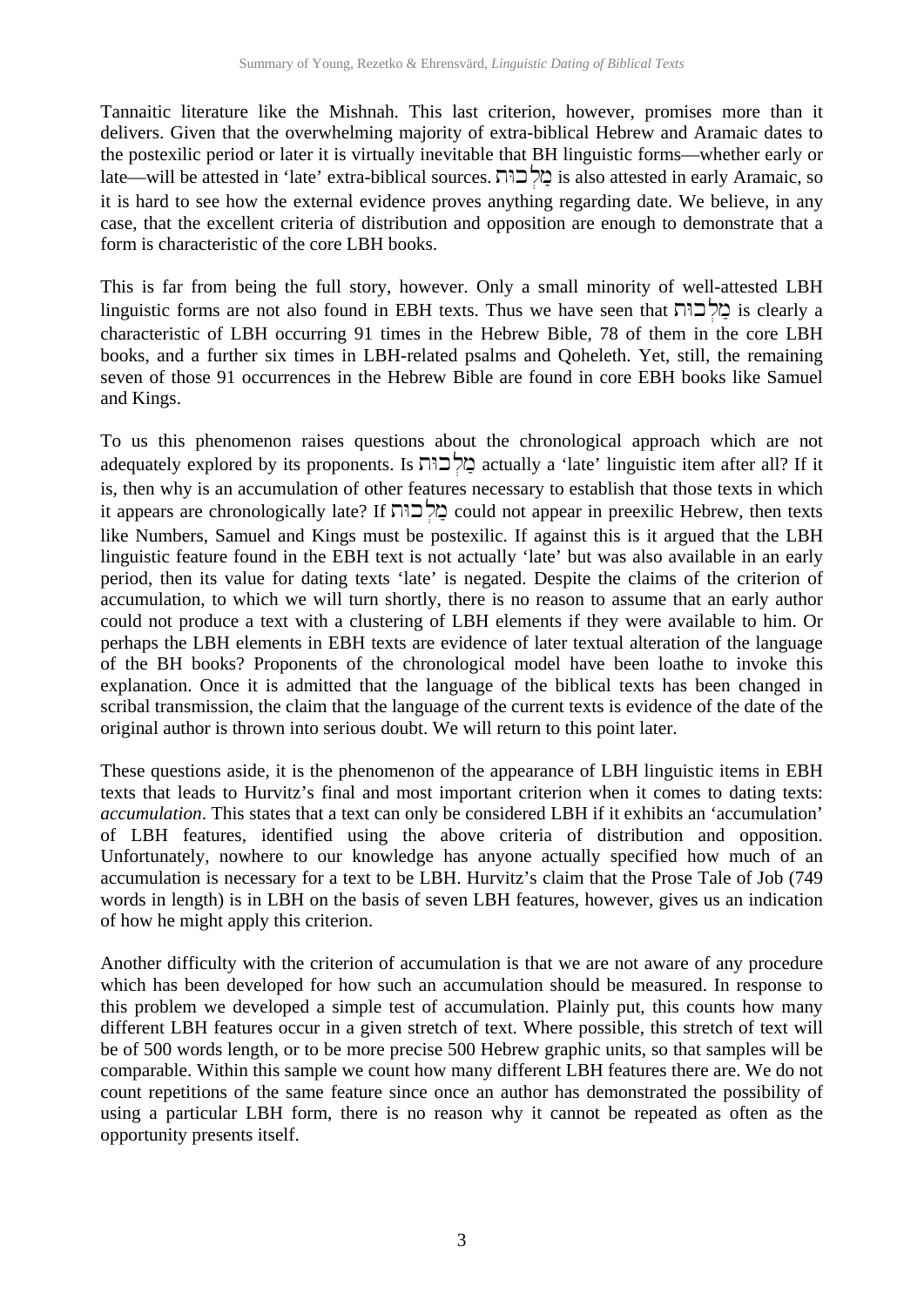Tannaitic literature like the Mishnah. This last criterion, however, promises more than it delivers. Given that the overwhelming majority of extra-biblical Hebrew and Aramaic dates to the postexilic period or later it is virtually inevitable that BH linguistic forms—whether early or late—will be attested in 'late' extra-biblical sources. מַלְכוּת is also attested in early Aramaic, so it is hard to see how the external evidence proves anything regarding date. We believe, in any case, that the excellent criteria of distribution and opposition are enough to demonstrate that a form is characteristic of the core LBH books.

This is far from being the full story, however. Only a small minority of well-attested LBH linguistic forms are not also found in EBH texts. Thus we have seen that מַלְכוּת is clearly a characteristic of LBH occurring 91 times in the Hebrew Bible, 78 of them in the core LBH books, and a further six times in LBH-related psalms and Qoheleth. Yet, still, the remaining seven of those 91 occurrences in the Hebrew Bible are found in core EBH books like Samuel and Kings.

To us this phenomenon raises questions about the chronological approach which are not adequately explored by its proponents. Is מַלְכוּת actually a 'late' linguistic item after all? If it is, then why is an accumulation of other features necessary to establish that those texts in which it appears are chronologically late? If מַלְכוּת could not appear in preexilic Hebrew, then texts like Numbers, Samuel and Kings must be postexilic. If against this is it argued that the LBH linguistic feature found in the EBH text is not actually 'late' but was also available in an early period, then its value for dating texts 'late' is negated. Despite the claims of the criterion of accumulation, to which we will turn shortly, there is no reason to assume that an early author could not produce a text with a clustering of LBH elements if they were available to him. Or perhaps the LBH elements in EBH texts are evidence of later textual alteration of the language of the BH books? Proponents of the chronological model have been loathe to invoke this explanation. Once it is admitted that the language of the biblical texts has been changed in scribal transmission, the claim that the language of the current texts is evidence of the date of the original author is thrown into serious doubt. We will return to this point later.

These questions aside, it is the phenomenon of the appearance of LBH linguistic items in EBH texts that leads to Hurvitz's final and most important criterion when it comes to dating texts: *accumulation*. This states that a text can only be considered LBH if it exhibits an 'accumulation' of LBH features, identified using the above criteria of distribution and opposition. Unfortunately, nowhere to our knowledge has anyone actually specified how much of an accumulation is necessary for a text to be LBH. Hurvitz's claim that the Prose Tale of Job (749 words in length) is in LBH on the basis of seven LBH features, however, gives us an indication of how he might apply this criterion.

Another difficulty with the criterion of accumulation is that we are not aware of any procedure which has been developed for how such an accumulation should be measured. In response to this problem we developed a simple test of accumulation. Plainly put, this counts how many different LBH features occur in a given stretch of text. Where possible, this stretch of text will be of 500 words length, or to be more precise 500 Hebrew graphic units, so that samples will be comparable. Within this sample we count how many different LBH features there are. We do not count repetitions of the same feature since once an author has demonstrated the possibility of using a particular LBH form, there is no reason why it cannot be repeated as often as the opportunity presents itself.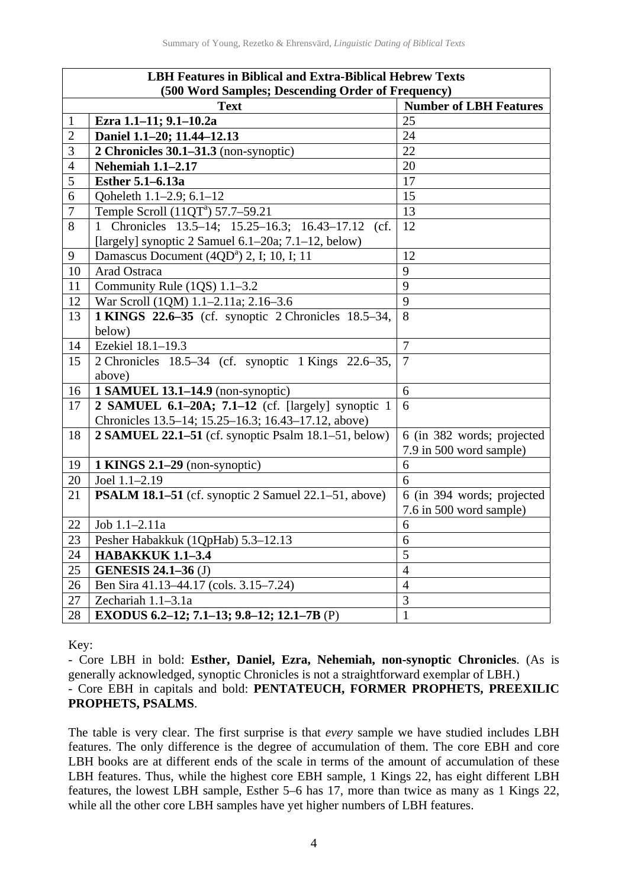| **LBH Features in Biblical and Extra-Biblical Hebrew Texts (500 Word Samples; Descending Order of Frequency)** | | |
|---|---|---|
| | **Text** | **Number of LBH Features** |
| 1 | **Ezra 1.1–11; 9.1–10.2a** | 25 |
| 2 | **Daniel 1.1–20; 11.44–12.13** | 24 |
| 3 | **2 Chronicles 30.1–31.3** (non-synoptic) | 22 |
| 4 | **Nehemiah 1.1–2.17** | 20 |
| 5 | **Esther 5.1–6.13a** | 17 |
| 6 | Qoheleth 1.1–2.9; 6.1–12 | 15 |
| 7 | Temple Scroll (11QT[a]) 57.7–59.21 | 13 |
| 8 | 1 Chronicles 13.5–14; 15.25–16.3; 16.43–17.12 (cf. [largely] synoptic 2 Samuel 6.1–20a; 7.1–12, below) | 12 |
| 9 | Damascus Document (4QD[a]) 2, I; 10, I; 11 | 12 |
| 10 | Arad Ostraca | 9 |
| 11 | Community Rule (1QS) 1.1–3.2 | 9 |
| 12 | War Scroll (1QM) 1.1–2.11a; 2.16–3.6 | 9 |
| 13 | **1 KINGS 22.6–35** (cf. synoptic 2 Chronicles 18.5–34, below) | 8 |
| 14 | Ezekiel 18.1–19.3 | 7 |
| 15 | 2 Chronicles 18.5–34 (cf. synoptic 1 Kings 22.6–35, above) | 7 |
| 16 | **1 SAMUEL 13.1–14.9** (non-synoptic) | 6 |
| 17 | **2 SAMUEL 6.1–20A; 7.1–12** (cf. [largely] synoptic 1 Chronicles 13.5–14; 15.25–16.3; 16.43–17.12, above) | 6 |
| 18 | **2 SAMUEL 22.1–51** (cf. synoptic Psalm 18.1–51, below) | 6 (in 382 words; projected 7.9 in 500 word sample) |
| 19 | **1 KINGS 2.1–29** (non-synoptic) | 6 |
| 20 | Joel 1.1–2.19 | 6 |
| 21 | **PSALM 18.1–51** (cf. synoptic 2 Samuel 22.1–51, above) | 6 (in 394 words; projected 7.6 in 500 word sample) |
| 22 | Job 1.1–2.11a | 6 |
| 23 | Pesher Habakkuk (1QpHab) 5.3–12.13 | 6 |
| 24 | **HABAKKUK 1.1–3.4** | 5 |
| 25 | **GENESIS 24.1–36** (J) | 4 |
| 26 | Ben Sira 41.13–44.17 (cols. 3.15–7.24) | 4 |
| 27 | Zechariah 1.1–3.1a | 3 |
| 28 | **EXODUS 6.2–12; 7.1–13; 9.8–12; 12.1–7B** (P) | 1 |

Key:

- Core LBH in bold: **Esther, Daniel, Ezra, Nehemiah, non-synoptic Chronicles**. (As is generally acknowledged, synoptic Chronicles is not a straightforward exemplar of LBH.)
- Core EBH in capitals and bold: **PENTATEUCH, FORMER PROPHETS, PREEXILIC PROPHETS, PSALMS**.

The table is very clear. The first surprise is that *every* sample we have studied includes LBH features. The only difference is the degree of accumulation of them. The core EBH and core LBH books are at different ends of the scale in terms of the amount of accumulation of these LBH features. Thus, while the highest core EBH sample, 1 Kings 22, has eight different LBH features, the lowest LBH sample, Esther 5–6 has 17, more than twice as many as 1 Kings 22, while all the other core LBH samples have yet higher numbers of LBH features.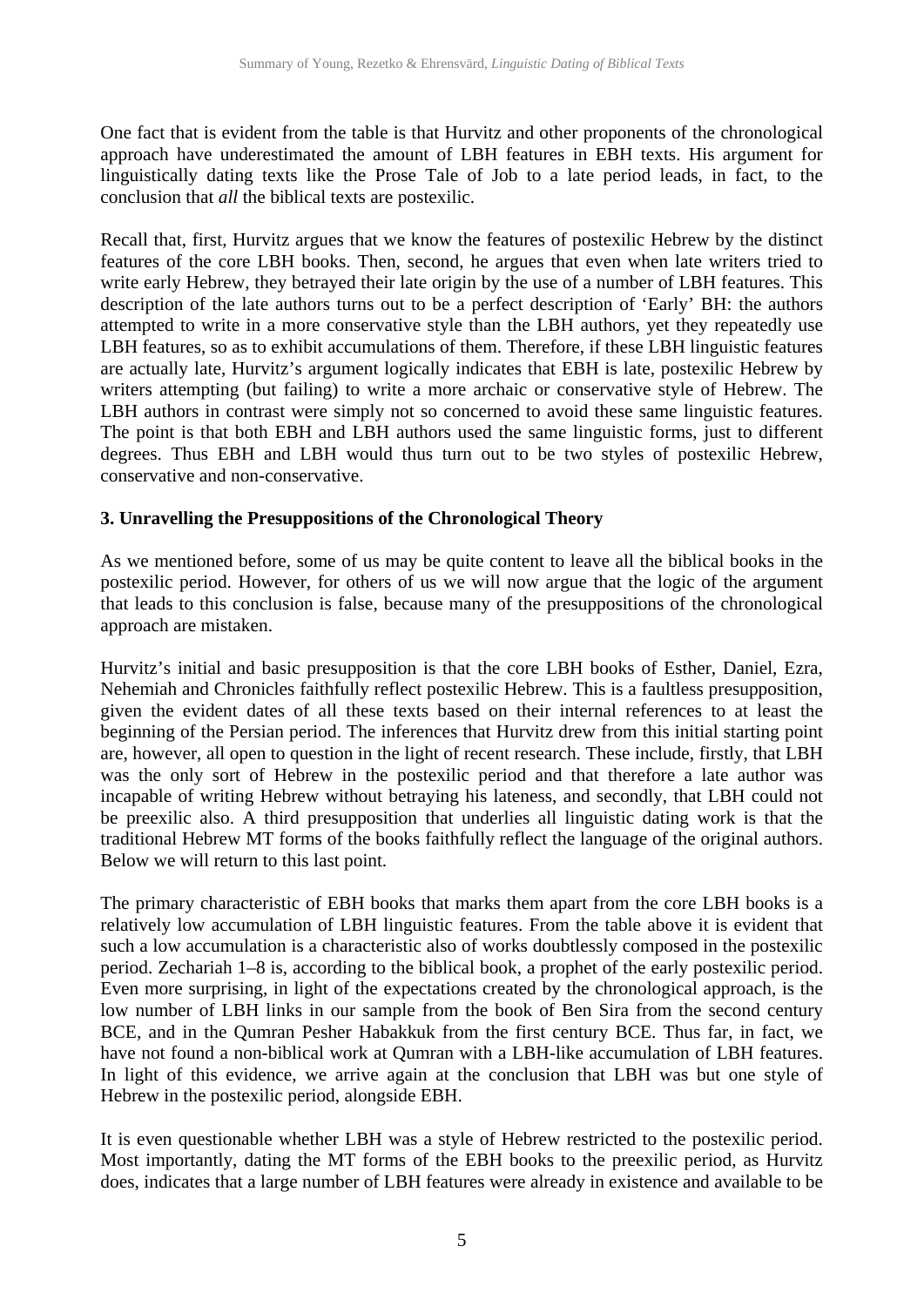One fact that is evident from the table is that Hurvitz and other proponents of the chronological approach have underestimated the amount of LBH features in EBH texts. His argument for linguistically dating texts like the Prose Tale of Job to a late period leads, in fact, to the conclusion that *all* the biblical texts are postexilic.

Recall that, first, Hurvitz argues that we know the features of postexilic Hebrew by the distinct features of the core LBH books. Then, second, he argues that even when late writers tried to write early Hebrew, they betrayed their late origin by the use of a number of LBH features. This description of the late authors turns out to be a perfect description of 'Early' BH: the authors attempted to write in a more conservative style than the LBH authors, yet they repeatedly use LBH features, so as to exhibit accumulations of them. Therefore, if these LBH linguistic features are actually late, Hurvitz's argument logically indicates that EBH is late, postexilic Hebrew by writers attempting (but failing) to write a more archaic or conservative style of Hebrew. The LBH authors in contrast were simply not so concerned to avoid these same linguistic features. The point is that both EBH and LBH authors used the same linguistic forms, just to different degrees. Thus EBH and LBH would thus turn out to be two styles of postexilic Hebrew, conservative and non-conservative.

## 3. Unravelling the Presuppositions of the Chronological Theory

As we mentioned before, some of us may be quite content to leave all the biblical books in the postexilic period. However, for others of us we will now argue that the logic of the argument that leads to this conclusion is false, because many of the presuppositions of the chronological approach are mistaken.

Hurvitz's initial and basic presupposition is that the core LBH books of Esther, Daniel, Ezra, Nehemiah and Chronicles faithfully reflect postexilic Hebrew. This is a faultless presupposition, given the evident dates of all these texts based on their internal references to at least the beginning of the Persian period. The inferences that Hurvitz drew from this initial starting point are, however, all open to question in the light of recent research. These include, firstly, that LBH was the only sort of Hebrew in the postexilic period and that therefore a late author was incapable of writing Hebrew without betraying his lateness, and secondly, that LBH could not be preexilic also. A third presupposition that underlies all linguistic dating work is that the traditional Hebrew MT forms of the books faithfully reflect the language of the original authors. Below we will return to this last point.

The primary characteristic of EBH books that marks them apart from the core LBH books is a relatively low accumulation of LBH linguistic features. From the table above it is evident that such a low accumulation is a characteristic also of works doubtlessly composed in the postexilic period. Zechariah 1–8 is, according to the biblical book, a prophet of the early postexilic period. Even more surprising, in light of the expectations created by the chronological approach, is the low number of LBH links in our sample from the book of Ben Sira from the second century BCE, and in the Qumran Pesher Habakkuk from the first century BCE. Thus far, in fact, we have not found a non-biblical work at Qumran with a LBH-like accumulation of LBH features. In light of this evidence, we arrive again at the conclusion that LBH was but one style of Hebrew in the postexilic period, alongside EBH.

It is even questionable whether LBH was a style of Hebrew restricted to the postexilic period. Most importantly, dating the MT forms of the EBH books to the preexilic period, as Hurvitz does, indicates that a large number of LBH features were already in existence and available to be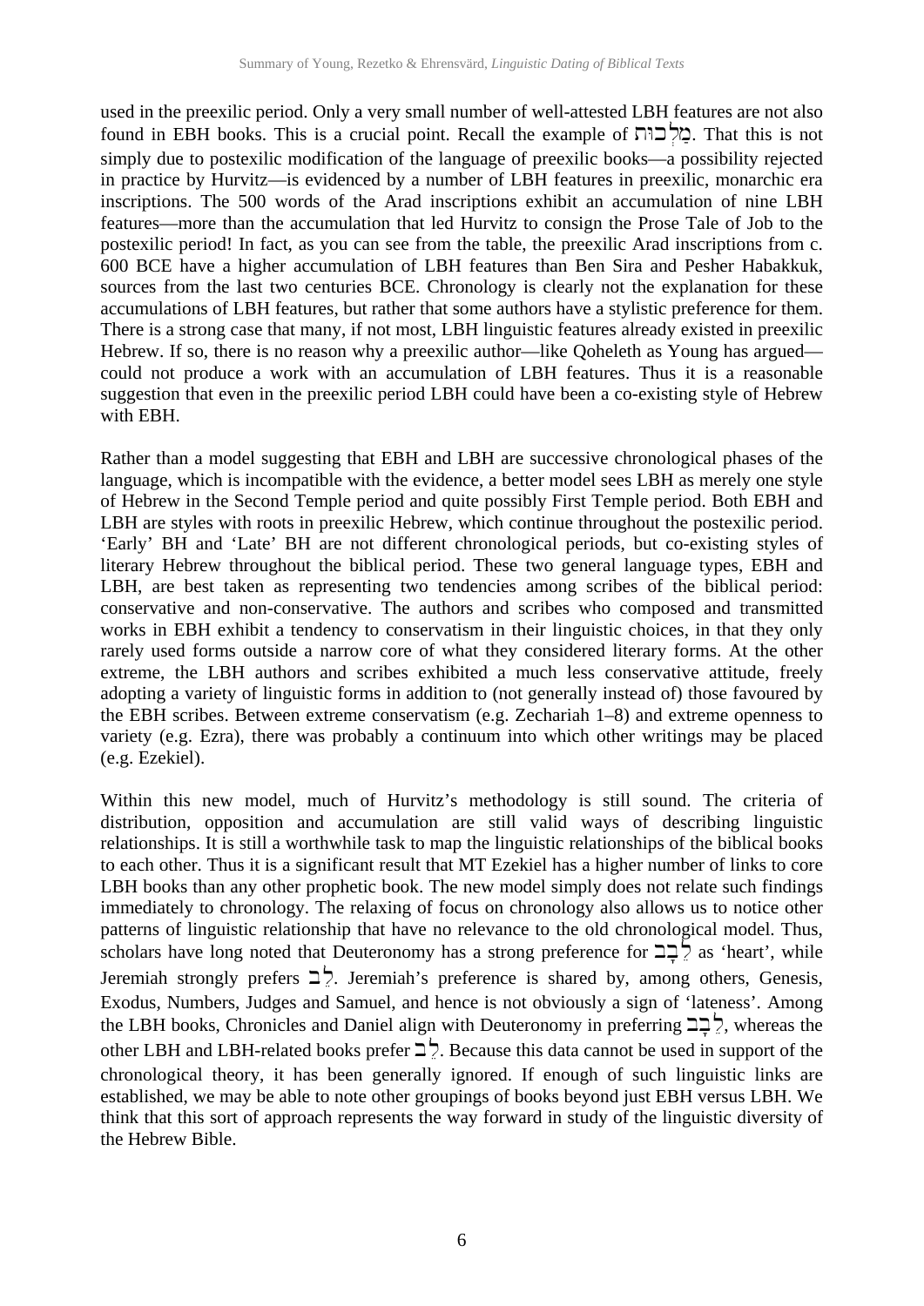used in the preexilic period. Only a very small number of well-attested LBH features are not also found in EBH books. This is a crucial point. Recall the example of מַלְכוּת. That this is not simply due to postexilic modification of the language of preexilic books—a possibility rejected in practice by Hurvitz—is evidenced by a number of LBH features in preexilic, monarchic era inscriptions. The 500 words of the Arad inscriptions exhibit an accumulation of nine LBH features—more than the accumulation that led Hurvitz to consign the Prose Tale of Job to the postexilic period! In fact, as you can see from the table, the preexilic Arad inscriptions from c. 600 BCE have a higher accumulation of LBH features than Ben Sira and Pesher Habakkuk, sources from the last two centuries BCE. Chronology is clearly not the explanation for these accumulations of LBH features, but rather that some authors have a stylistic preference for them. There is a strong case that many, if not most, LBH linguistic features already existed in preexilic Hebrew. If so, there is no reason why a preexilic author—like Qoheleth as Young has argued—could not produce a work with an accumulation of LBH features. Thus it is a reasonable suggestion that even in the preexilic period LBH could have been a co-existing style of Hebrew with EBH.

Rather than a model suggesting that EBH and LBH are successive chronological phases of the language, which is incompatible with the evidence, a better model sees LBH as merely one style of Hebrew in the Second Temple period and quite possibly First Temple period. Both EBH and LBH are styles with roots in preexilic Hebrew, which continue throughout the postexilic period. 'Early' BH and 'Late' BH are not different chronological periods, but co-existing styles of literary Hebrew throughout the biblical period. These two general language types, EBH and LBH, are best taken as representing two tendencies among scribes of the biblical period: conservative and non-conservative. The authors and scribes who composed and transmitted works in EBH exhibit a tendency to conservatism in their linguistic choices, in that they only rarely used forms outside a narrow core of what they considered literary forms. At the other extreme, the LBH authors and scribes exhibited a much less conservative attitude, freely adopting a variety of linguistic forms in addition to (not generally instead of) those favoured by the EBH scribes. Between extreme conservatism (e.g. Zechariah 1–8) and extreme openness to variety (e.g. Ezra), there was probably a continuum into which other writings may be placed (e.g. Ezekiel).

Within this new model, much of Hurvitz's methodology is still sound. The criteria of distribution, opposition and accumulation are still valid ways of describing linguistic relationships. It is still a worthwhile task to map the linguistic relationships of the biblical books to each other. Thus it is a significant result that MT Ezekiel has a higher number of links to core LBH books than any other prophetic book. The new model simply does not relate such findings immediately to chronology. The relaxing of focus on chronology also allows us to notice other patterns of linguistic relationship that have no relevance to the old chronological model. Thus, scholars have long noted that Deuteronomy has a strong preference for לֵבָב as 'heart', while Jeremiah strongly prefers לֵב. Jeremiah's preference is shared by, among others, Genesis, Exodus, Numbers, Judges and Samuel, and hence is not obviously a sign of 'lateness'. Among the LBH books, Chronicles and Daniel align with Deuteronomy in preferring לֵבָב, whereas the other LBH and LBH-related books prefer לֵב. Because this data cannot be used in support of the chronological theory, it has been generally ignored. If enough of such linguistic links are established, we may be able to note other groupings of books beyond just EBH versus LBH. We think that this sort of approach represents the way forward in study of the linguistic diversity of the Hebrew Bible.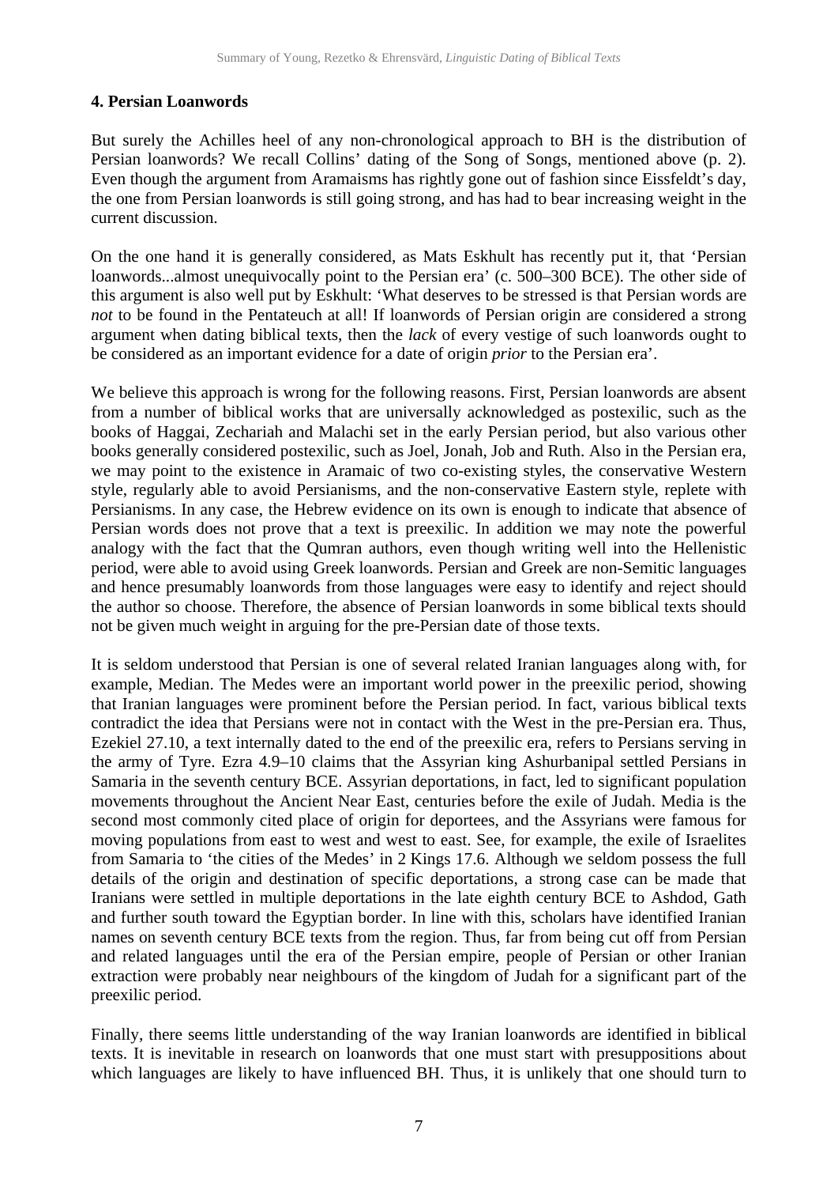### 4. Persian Loanwords

But surely the Achilles heel of any non-chronological approach to BH is the distribution of Persian loanwords? We recall Collins' dating of the Song of Songs, mentioned above (p. 2). Even though the argument from Aramaisms has rightly gone out of fashion since Eissfeldt's day, the one from Persian loanwords is still going strong, and has had to bear increasing weight in the current discussion.

On the one hand it is generally considered, as Mats Eskhult has recently put it, that 'Persian loanwords...almost unequivocally point to the Persian era' (c. 500–300 BCE). The other side of this argument is also well put by Eskhult: 'What deserves to be stressed is that Persian words are *not* to be found in the Pentateuch at all! If loanwords of Persian origin are considered a strong argument when dating biblical texts, then the *lack* of every vestige of such loanwords ought to be considered as an important evidence for a date of origin *prior* to the Persian era'.

We believe this approach is wrong for the following reasons. First, Persian loanwords are absent from a number of biblical works that are universally acknowledged as postexilic, such as the books of Haggai, Zechariah and Malachi set in the early Persian period, but also various other books generally considered postexilic, such as Joel, Jonah, Job and Ruth. Also in the Persian era, we may point to the existence in Aramaic of two co-existing styles, the conservative Western style, regularly able to avoid Persianisms, and the non-conservative Eastern style, replete with Persianisms. In any case, the Hebrew evidence on its own is enough to indicate that absence of Persian words does not prove that a text is preexilic. In addition we may note the powerful analogy with the fact that the Qumran authors, even though writing well into the Hellenistic period, were able to avoid using Greek loanwords. Persian and Greek are non-Semitic languages and hence presumably loanwords from those languages were easy to identify and reject should the author so choose. Therefore, the absence of Persian loanwords in some biblical texts should not be given much weight in arguing for the pre-Persian date of those texts.

It is seldom understood that Persian is one of several related Iranian languages along with, for example, Median. The Medes were an important world power in the preexilic period, showing that Iranian languages were prominent before the Persian period. In fact, various biblical texts contradict the idea that Persians were not in contact with the West in the pre-Persian era. Thus, Ezekiel 27.10, a text internally dated to the end of the preexilic era, refers to Persians serving in the army of Tyre. Ezra 4.9–10 claims that the Assyrian king Ashurbanipal settled Persians in Samaria in the seventh century BCE. Assyrian deportations, in fact, led to significant population movements throughout the Ancient Near East, centuries before the exile of Judah. Media is the second most commonly cited place of origin for deportees, and the Assyrians were famous for moving populations from east to west and west to east. See, for example, the exile of Israelites from Samaria to 'the cities of the Medes' in 2 Kings 17.6. Although we seldom possess the full details of the origin and destination of specific deportations, a strong case can be made that Iranians were settled in multiple deportations in the late eighth century BCE to Ashdod, Gath and further south toward the Egyptian border. In line with this, scholars have identified Iranian names on seventh century BCE texts from the region. Thus, far from being cut off from Persian and related languages until the era of the Persian empire, people of Persian or other Iranian extraction were probably near neighbours of the kingdom of Judah for a significant part of the preexilic period.

Finally, there seems little understanding of the way Iranian loanwords are identified in biblical texts. It is inevitable in research on loanwords that one must start with presuppositions about which languages are likely to have influenced BH. Thus, it is unlikely that one should turn to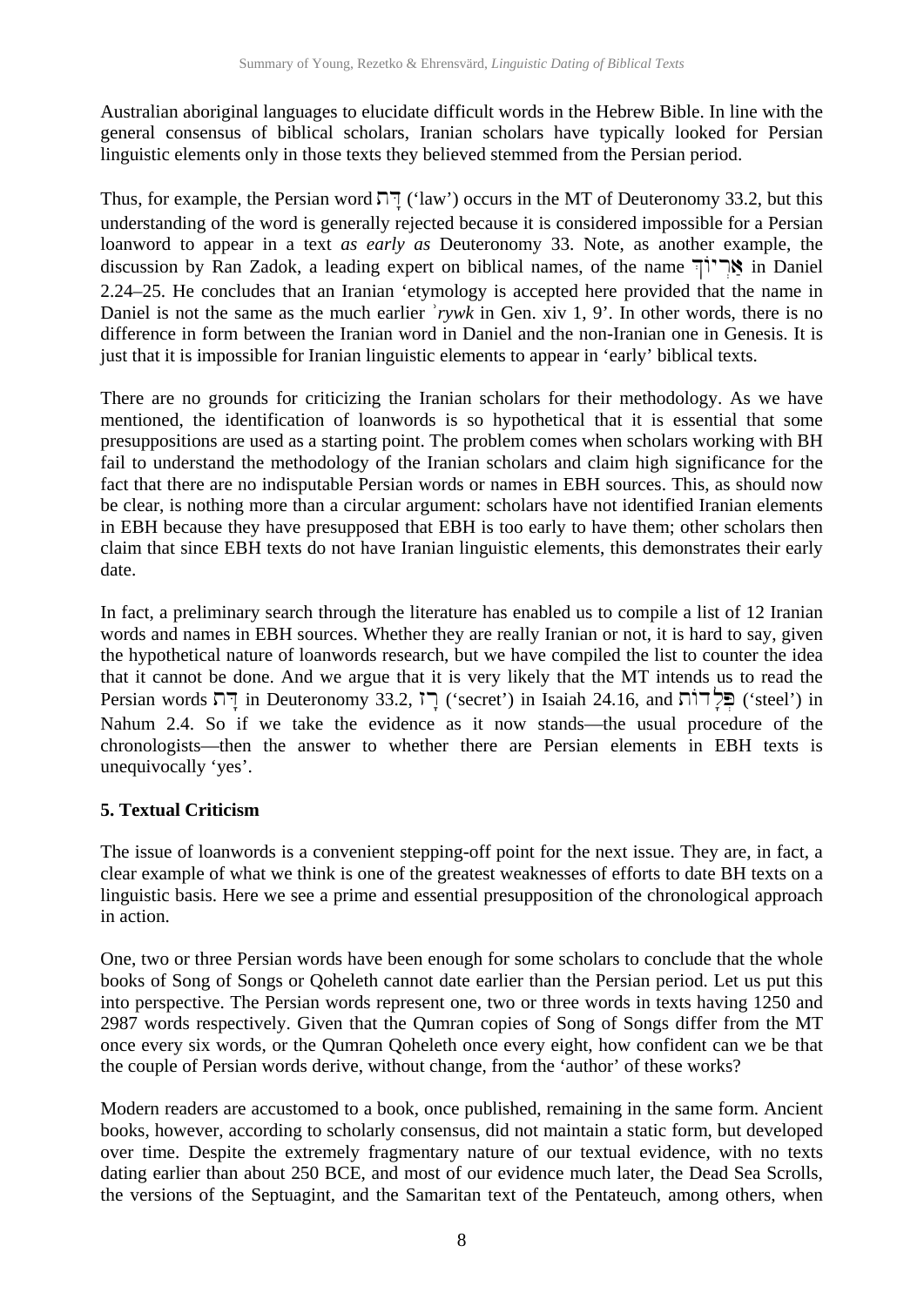Australian aboriginal languages to elucidate difficult words in the Hebrew Bible. In line with the general consensus of biblical scholars, Iranian scholars have typically looked for Persian linguistic elements only in those texts they believed stemmed from the Persian period.

Thus, for example, the Persian word דָּת ('law') occurs in the MT of Deuteronomy 33.2, but this understanding of the word is generally rejected because it is considered impossible for a Persian loanword to appear in a text *as early as* Deuteronomy 33. Note, as another example, the discussion by Ran Zadok, a leading expert on biblical names, of the name אַרְיוֹךְ in Daniel 2.24–25. He concludes that an Iranian 'etymology is accepted here provided that the name in Daniel is not the same as the much earlier *ʾrywk* in Gen. xiv 1, 9'. In other words, there is no difference in form between the Iranian word in Daniel and the non-Iranian one in Genesis. It is just that it is impossible for Iranian linguistic elements to appear in 'early' biblical texts.

There are no grounds for criticizing the Iranian scholars for their methodology. As we have mentioned, the identification of loanwords is so hypothetical that it is essential that some presuppositions are used as a starting point. The problem comes when scholars working with BH fail to understand the methodology of the Iranian scholars and claim high significance for the fact that there are no indisputable Persian words or names in EBH sources. This, as should now be clear, is nothing more than a circular argument: scholars have not identified Iranian elements in EBH because they have presupposed that EBH is too early to have them; other scholars then claim that since EBH texts do not have Iranian linguistic elements, this demonstrates their early date.

In fact, a preliminary search through the literature has enabled us to compile a list of 12 Iranian words and names in EBH sources. Whether they are really Iranian or not, it is hard to say, given the hypothetical nature of loanwords research, but we have compiled the list to counter the idea that it cannot be done. And we argue that it is very likely that the MT intends us to read the Persian words דָּת in Deuteronomy 33.2, רָז ('secret') in Isaiah 24.16, and פְּלָדוֹת ('steel') in Nahum 2.4. So if we take the evidence as it now stands—the usual procedure of the chronologists—then the answer to whether there are Persian elements in EBH texts is unequivocally 'yes'.

## 5. Textual Criticism

The issue of loanwords is a convenient stepping-off point for the next issue. They are, in fact, a clear example of what we think is one of the greatest weaknesses of efforts to date BH texts on a linguistic basis. Here we see a prime and essential presupposition of the chronological approach in action.

One, two or three Persian words have been enough for some scholars to conclude that the whole books of Song of Songs or Qoheleth cannot date earlier than the Persian period. Let us put this into perspective. The Persian words represent one, two or three words in texts having 1250 and 2987 words respectively. Given that the Qumran copies of Song of Songs differ from the MT once every six words, or the Qumran Qoheleth once every eight, how confident can we be that the couple of Persian words derive, without change, from the 'author' of these works?

Modern readers are accustomed to a book, once published, remaining in the same form. Ancient books, however, according to scholarly consensus, did not maintain a static form, but developed over time. Despite the extremely fragmentary nature of our textual evidence, with no texts dating earlier than about 250 BCE, and most of our evidence much later, the Dead Sea Scrolls, the versions of the Septuagint, and the Samaritan text of the Pentateuch, among others, when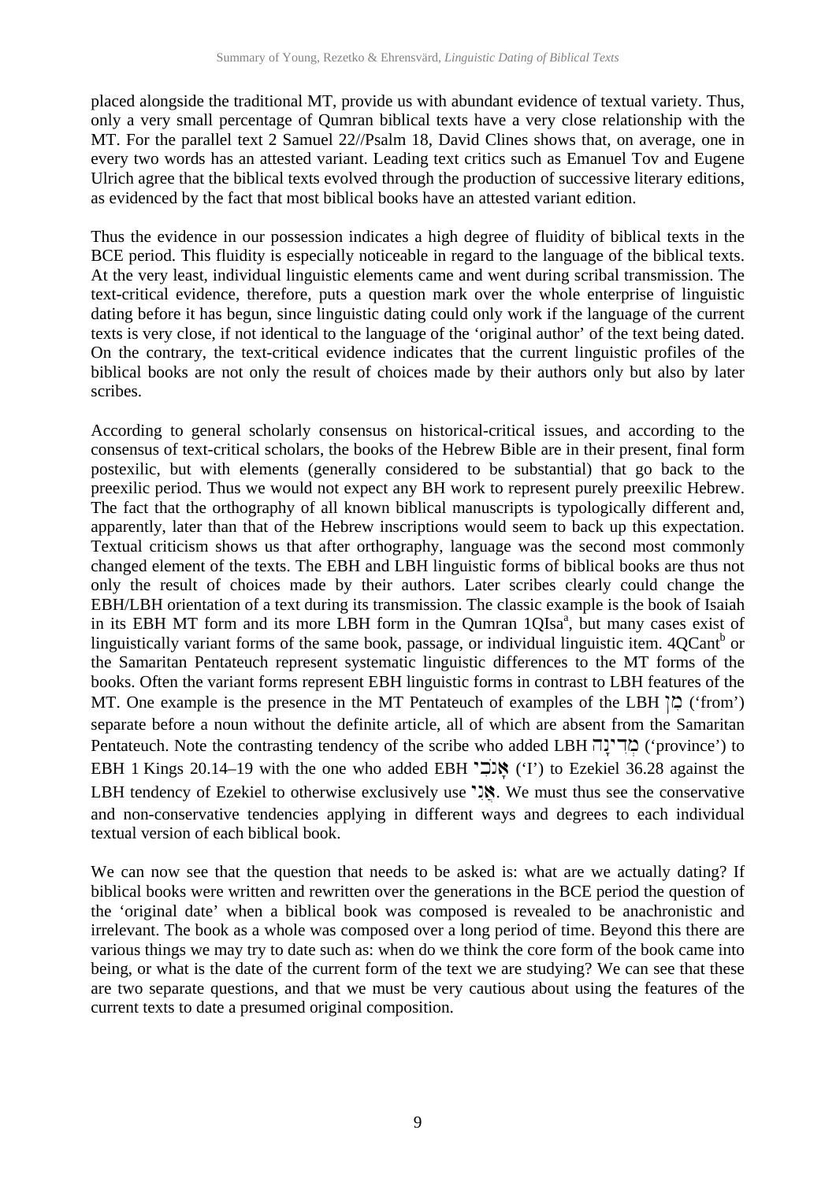placed alongside the traditional MT, provide us with abundant evidence of textual variety. Thus, only a very small percentage of Qumran biblical texts have a very close relationship with the MT. For the parallel text 2 Samuel 22//Psalm 18, David Clines shows that, on average, one in every two words has an attested variant. Leading text critics such as Emanuel Tov and Eugene Ulrich agree that the biblical texts evolved through the production of successive literary editions, as evidenced by the fact that most biblical books have an attested variant edition.

Thus the evidence in our possession indicates a high degree of fluidity of biblical texts in the BCE period. This fluidity is especially noticeable in regard to the language of the biblical texts. At the very least, individual linguistic elements came and went during scribal transmission. The text-critical evidence, therefore, puts a question mark over the whole enterprise of linguistic dating before it has begun, since linguistic dating could only work if the language of the current texts is very close, if not identical to the language of the 'original author' of the text being dated. On the contrary, the text-critical evidence indicates that the current linguistic profiles of the biblical books are not only the result of choices made by their authors only but also by later scribes.

According to general scholarly consensus on historical-critical issues, and according to the consensus of text-critical scholars, the books of the Hebrew Bible are in their present, final form postexilic, but with elements (generally considered to be substantial) that go back to the preexilic period. Thus we would not expect any BH work to represent purely preexilic Hebrew. The fact that the orthography of all known biblical manuscripts is typologically different and, apparently, later than that of the Hebrew inscriptions would seem to back up this expectation. Textual criticism shows us that after orthography, language was the second most commonly changed element of the texts. The EBH and LBH linguistic forms of biblical books are thus not only the result of choices made by their authors. Later scribes clearly could change the EBH/LBH orientation of a text during its transmission. The classic example is the book of Isaiah in its EBH MT form and its more LBH form in the Qumran 1QIsa[a], but many cases exist of linguistically variant forms of the same book, passage, or individual linguistic item. 4QCant[b] or the Samaritan Pentateuch represent systematic linguistic differences to the MT forms of the books. Often the variant forms represent EBH linguistic forms in contrast to LBH features of the MT. One example is the presence in the MT Pentateuch of examples of the LBH מִן ('from') separate before a noun without the definite article, all of which are absent from the Samaritan Pentateuch. Note the contrasting tendency of the scribe who added LBH מְדִינָה ('province') to EBH 1 Kings 20.14–19 with the one who added EBH אָנֹכִי ('I') to Ezekiel 36.28 against the LBH tendency of Ezekiel to otherwise exclusively use אֲנִי. We must thus see the conservative and non-conservative tendencies applying in different ways and degrees to each individual textual version of each biblical book.

We can now see that the question that needs to be asked is: what are we actually dating? If biblical books were written and rewritten over the generations in the BCE period the question of the 'original date' when a biblical book was composed is revealed to be anachronistic and irrelevant. The book as a whole was composed over a long period of time. Beyond this there are various things we may try to date such as: when do we think the core form of the book came into being, or what is the date of the current form of the text we are studying? We can see that these are two separate questions, and that we must be very cautious about using the features of the current texts to date a presumed original composition.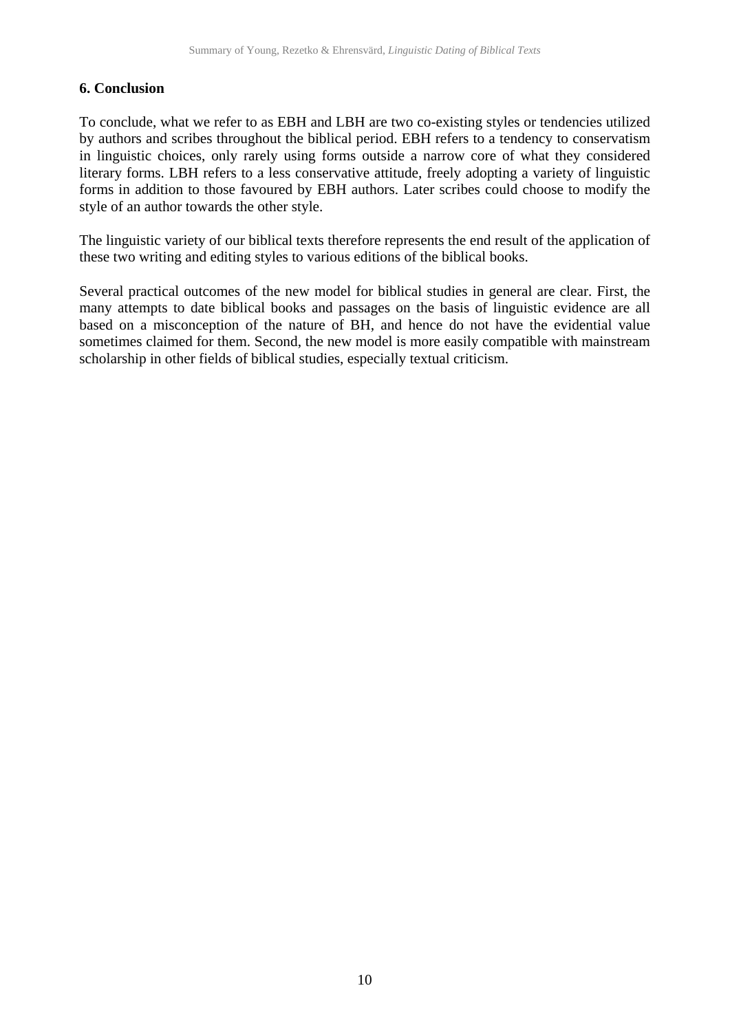## 6. Conclusion

To conclude, what we refer to as EBH and LBH are two co-existing styles or tendencies utilized by authors and scribes throughout the biblical period. EBH refers to a tendency to conservatism in linguistic choices, only rarely using forms outside a narrow core of what they considered literary forms. LBH refers to a less conservative attitude, freely adopting a variety of linguistic forms in addition to those favoured by EBH authors. Later scribes could choose to modify the style of an author towards the other style.

The linguistic variety of our biblical texts therefore represents the end result of the application of these two writing and editing styles to various editions of the biblical books.

Several practical outcomes of the new model for biblical studies in general are clear. First, the many attempts to date biblical books and passages on the basis of linguistic evidence are all based on a misconception of the nature of BH, and hence do not have the evidential value sometimes claimed for them. Second, the new model is more easily compatible with mainstream scholarship in other fields of biblical studies, especially textual criticism.